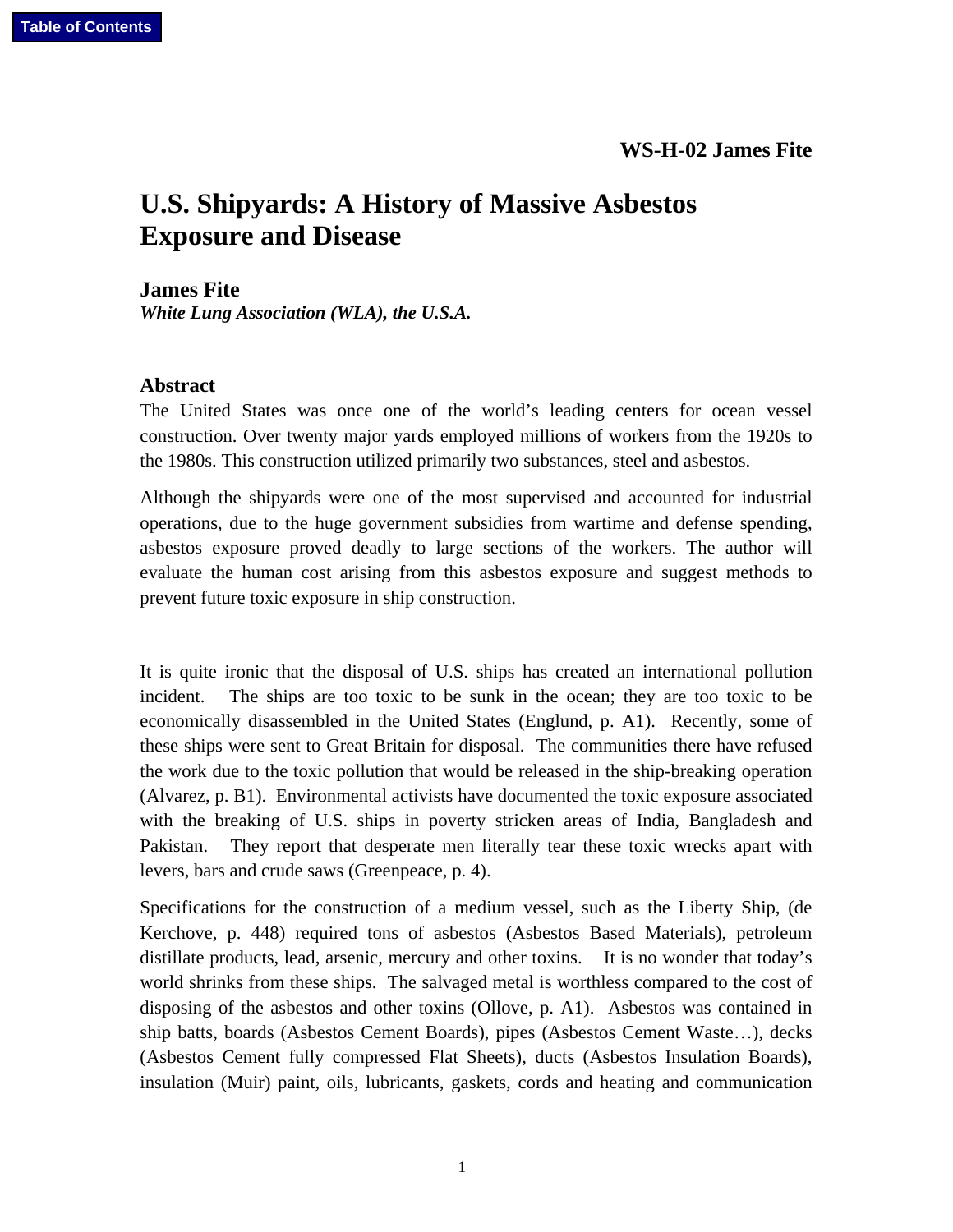**WS-H-02 James Fite**

# U.S. Shipyards: A History of Massive Asbestos Exposure and Disease

**James Fite**
***White Lung Association (WLA), the U.S.A.***

## Abstract

The United States was once one of the world's leading centers for ocean vessel construction. Over twenty major yards employed millions of workers from the 1920s to the 1980s. This construction utilized primarily two substances, steel and asbestos.

Although the shipyards were one of the most supervised and accounted for industrial operations, due to the huge government subsidies from wartime and defense spending, asbestos exposure proved deadly to large sections of the workers. The author will evaluate the human cost arising from this asbestos exposure and suggest methods to prevent future toxic exposure in ship construction.

It is quite ironic that the disposal of U.S. ships has created an international pollution incident. The ships are too toxic to be sunk in the ocean; they are too toxic to be economically disassembled in the United States (Englund, p. A1). Recently, some of these ships were sent to Great Britain for disposal. The communities there have refused the work due to the toxic pollution that would be released in the ship-breaking operation (Alvarez, p. B1). Environmental activists have documented the toxic exposure associated with the breaking of U.S. ships in poverty stricken areas of India, Bangladesh and Pakistan. They report that desperate men literally tear these toxic wrecks apart with levers, bars and crude saws (Greenpeace, p. 4).

Specifications for the construction of a medium vessel, such as the Liberty Ship, (de Kerchove, p. 448) required tons of asbestos (Asbestos Based Materials), petroleum distillate products, lead, arsenic, mercury and other toxins. It is no wonder that today's world shrinks from these ships. The salvaged metal is worthless compared to the cost of disposing of the asbestos and other toxins (Ollove, p. A1). Asbestos was contained in ship batts, boards (Asbestos Cement Boards), pipes (Asbestos Cement Waste…), decks (Asbestos Cement fully compressed Flat Sheets), ducts (Asbestos Insulation Boards), insulation (Muir) paint, oils, lubricants, gaskets, cords and heating and communication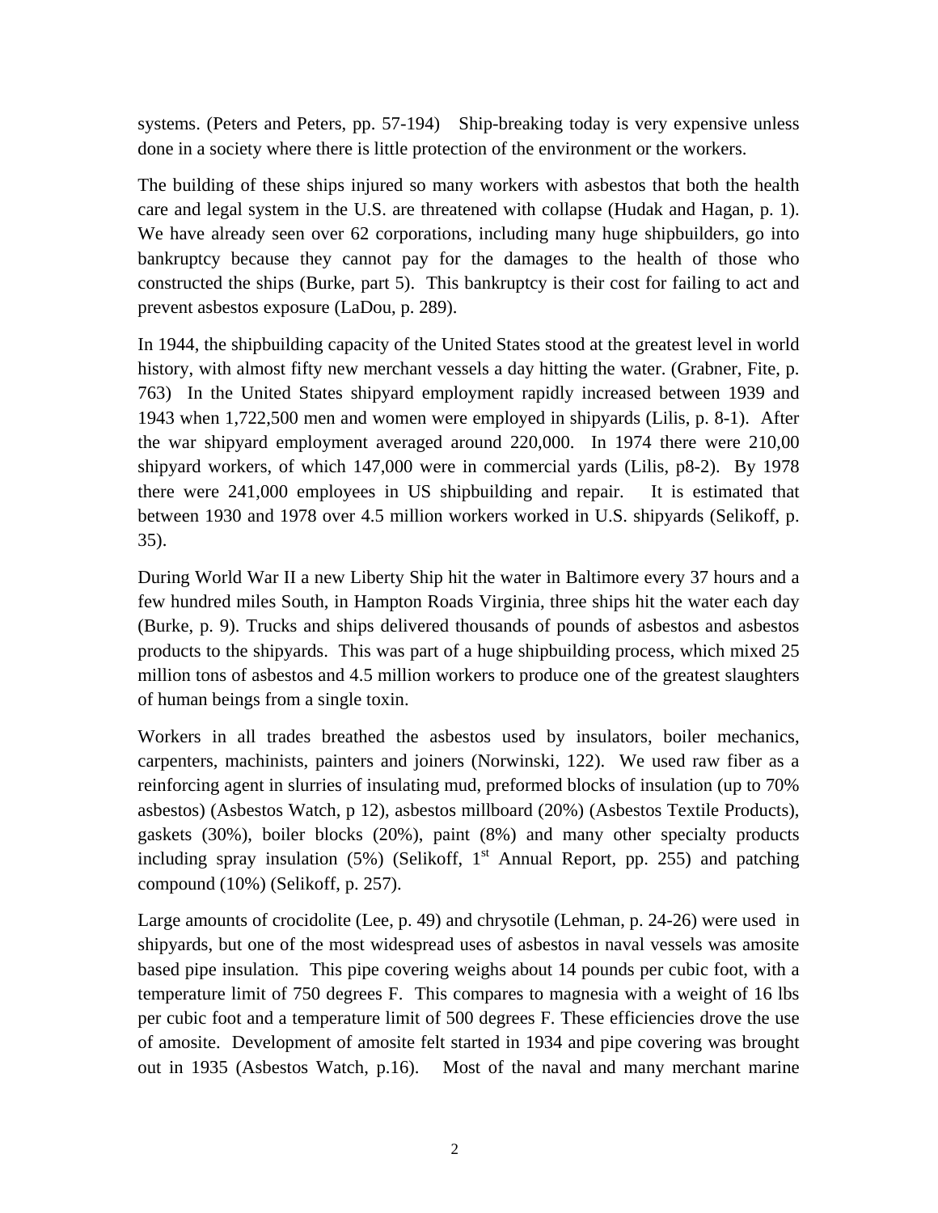systems. (Peters and Peters, pp. 57-194)  Ship-breaking today is very expensive unless done in a society where there is little protection of the environment or the workers.

The building of these ships injured so many workers with asbestos that both the health care and legal system in the U.S. are threatened with collapse (Hudak and Hagan, p. 1). We have already seen over 62 corporations, including many huge shipbuilders, go into bankruptcy because they cannot pay for the damages to the health of those who constructed the ships (Burke, part 5). This bankruptcy is their cost for failing to act and prevent asbestos exposure (LaDou, p. 289).

In 1944, the shipbuilding capacity of the United States stood at the greatest level in world history, with almost fifty new merchant vessels a day hitting the water. (Grabner, Fite, p. 763) In the United States shipyard employment rapidly increased between 1939 and 1943 when 1,722,500 men and women were employed in shipyards (Lilis, p. 8-1). After the war shipyard employment averaged around 220,000. In 1974 there were 210,00 shipyard workers, of which 147,000 were in commercial yards (Lilis, p8-2). By 1978 there were 241,000 employees in US shipbuilding and repair. It is estimated that between 1930 and 1978 over 4.5 million workers worked in U.S. shipyards (Selikoff, p. 35).

During World War II a new Liberty Ship hit the water in Baltimore every 37 hours and a few hundred miles South, in Hampton Roads Virginia, three ships hit the water each day (Burke, p. 9). Trucks and ships delivered thousands of pounds of asbestos and asbestos products to the shipyards. This was part of a huge shipbuilding process, which mixed 25 million tons of asbestos and 4.5 million workers to produce one of the greatest slaughters of human beings from a single toxin.

Workers in all trades breathed the asbestos used by insulators, boiler mechanics, carpenters, machinists, painters and joiners (Norwinski, 122). We used raw fiber as a reinforcing agent in slurries of insulating mud, preformed blocks of insulation (up to 70% asbestos) (Asbestos Watch, p 12), asbestos millboard (20%) (Asbestos Textile Products), gaskets (30%), boiler blocks (20%), paint (8%) and many other specialty products including spray insulation (5%) (Selikoff, 1st Annual Report, pp. 255) and patching compound (10%) (Selikoff, p. 257).

Large amounts of crocidolite (Lee, p. 49) and chrysotile (Lehman, p. 24-26) were used in shipyards, but one of the most widespread uses of asbestos in naval vessels was amosite based pipe insulation. This pipe covering weighs about 14 pounds per cubic foot, with a temperature limit of 750 degrees F. This compares to magnesia with a weight of 16 lbs per cubic foot and a temperature limit of 500 degrees F. These efficiencies drove the use of amosite. Development of amosite felt started in 1934 and pipe covering was brought out in 1935 (Asbestos Watch, p.16). Most of the naval and many merchant marine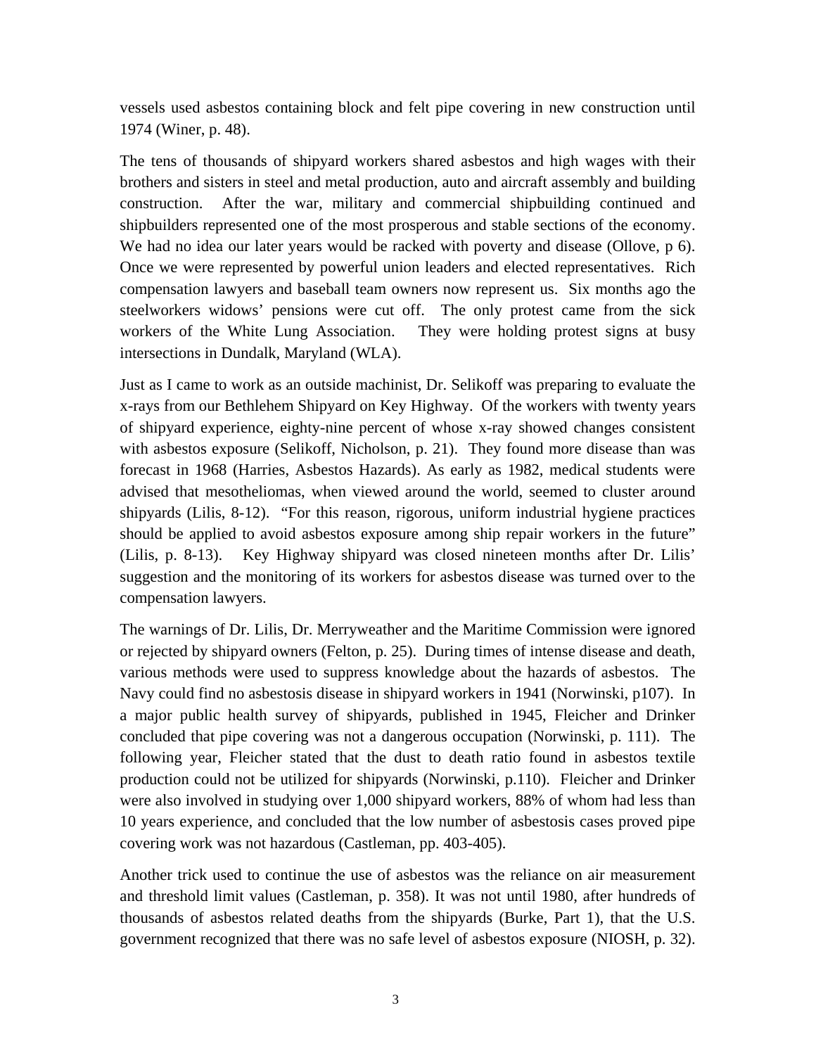vessels used asbestos containing block and felt pipe covering in new construction until 1974 (Winer, p. 48).

The tens of thousands of shipyard workers shared asbestos and high wages with their brothers and sisters in steel and metal production, auto and aircraft assembly and building construction. After the war, military and commercial shipbuilding continued and shipbuilders represented one of the most prosperous and stable sections of the economy. We had no idea our later years would be racked with poverty and disease (Ollove, p 6). Once we were represented by powerful union leaders and elected representatives. Rich compensation lawyers and baseball team owners now represent us. Six months ago the steelworkers widows' pensions were cut off. The only protest came from the sick workers of the White Lung Association. They were holding protest signs at busy intersections in Dundalk, Maryland (WLA).

Just as I came to work as an outside machinist, Dr. Selikoff was preparing to evaluate the x-rays from our Bethlehem Shipyard on Key Highway. Of the workers with twenty years of shipyard experience, eighty-nine percent of whose x-ray showed changes consistent with asbestos exposure (Selikoff, Nicholson, p. 21). They found more disease than was forecast in 1968 (Harries, Asbestos Hazards). As early as 1982, medical students were advised that mesotheliomas, when viewed around the world, seemed to cluster around shipyards (Lilis, 8-12). "For this reason, rigorous, uniform industrial hygiene practices should be applied to avoid asbestos exposure among ship repair workers in the future" (Lilis, p. 8-13). Key Highway shipyard was closed nineteen months after Dr. Lilis' suggestion and the monitoring of its workers for asbestos disease was turned over to the compensation lawyers.

The warnings of Dr. Lilis, Dr. Merryweather and the Maritime Commission were ignored or rejected by shipyard owners (Felton, p. 25). During times of intense disease and death, various methods were used to suppress knowledge about the hazards of asbestos. The Navy could find no asbestosis disease in shipyard workers in 1941 (Norwinski, p107). In a major public health survey of shipyards, published in 1945, Fleicher and Drinker concluded that pipe covering was not a dangerous occupation (Norwinski, p. 111). The following year, Fleicher stated that the dust to death ratio found in asbestos textile production could not be utilized for shipyards (Norwinski, p.110). Fleicher and Drinker were also involved in studying over 1,000 shipyard workers, 88% of whom had less than 10 years experience, and concluded that the low number of asbestosis cases proved pipe covering work was not hazardous (Castleman, pp. 403-405).

Another trick used to continue the use of asbestos was the reliance on air measurement and threshold limit values (Castleman, p. 358). It was not until 1980, after hundreds of thousands of asbestos related deaths from the shipyards (Burke, Part 1), that the U.S. government recognized that there was no safe level of asbestos exposure (NIOSH, p. 32).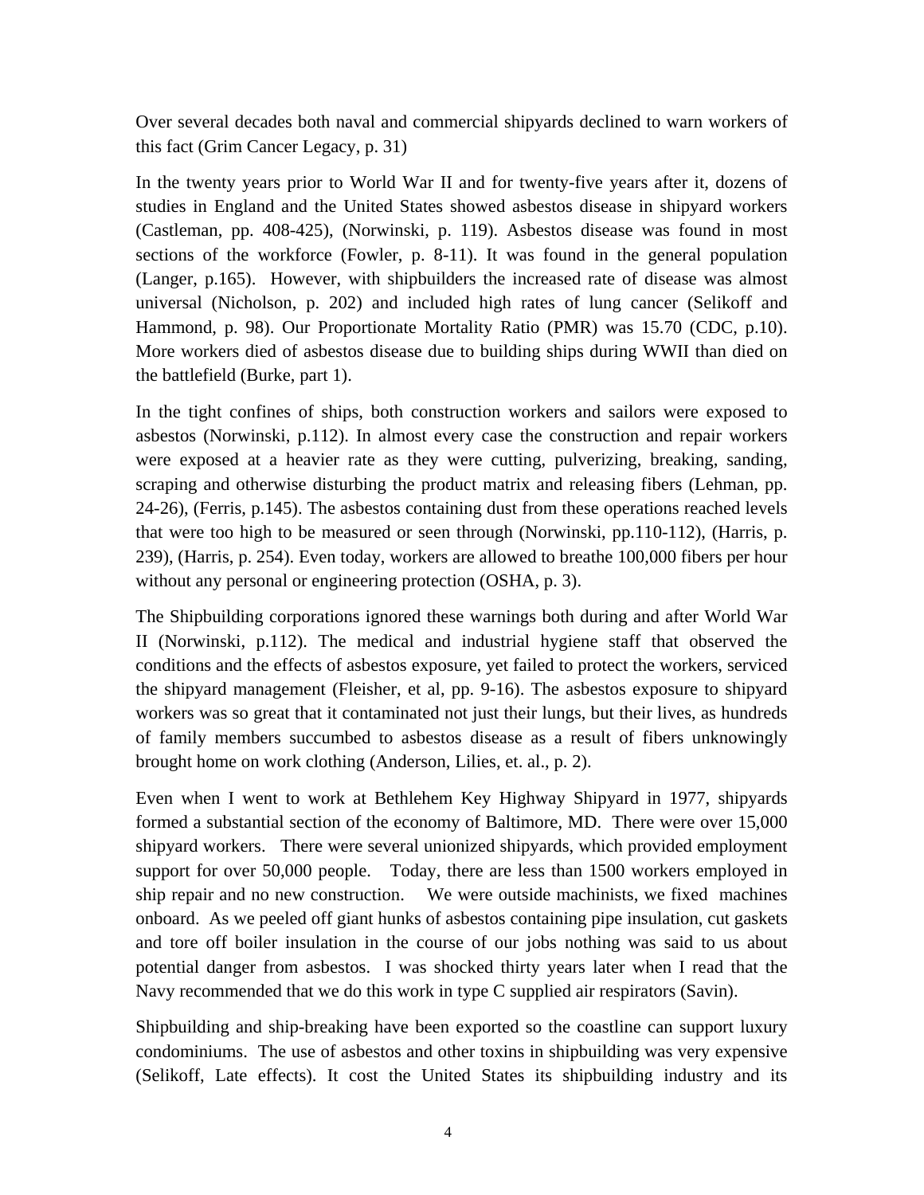Over several decades both naval and commercial shipyards declined to warn workers of this fact (Grim Cancer Legacy, p. 31)

In the twenty years prior to World War II and for twenty-five years after it, dozens of studies in England and the United States showed asbestos disease in shipyard workers (Castleman, pp. 408-425), (Norwinski, p. 119). Asbestos disease was found in most sections of the workforce (Fowler, p. 8-11). It was found in the general population (Langer, p.165). However, with shipbuilders the increased rate of disease was almost universal (Nicholson, p. 202) and included high rates of lung cancer (Selikoff and Hammond, p. 98). Our Proportionate Mortality Ratio (PMR) was 15.70 (CDC, p.10). More workers died of asbestos disease due to building ships during WWII than died on the battlefield (Burke, part 1).

In the tight confines of ships, both construction workers and sailors were exposed to asbestos (Norwinski, p.112). In almost every case the construction and repair workers were exposed at a heavier rate as they were cutting, pulverizing, breaking, sanding, scraping and otherwise disturbing the product matrix and releasing fibers (Lehman, pp. 24-26), (Ferris, p.145). The asbestos containing dust from these operations reached levels that were too high to be measured or seen through (Norwinski, pp.110-112), (Harris, p. 239), (Harris, p. 254). Even today, workers are allowed to breathe 100,000 fibers per hour without any personal or engineering protection (OSHA, p. 3).

The Shipbuilding corporations ignored these warnings both during and after World War II (Norwinski, p.112). The medical and industrial hygiene staff that observed the conditions and the effects of asbestos exposure, yet failed to protect the workers, serviced the shipyard management (Fleisher, et al, pp. 9-16). The asbestos exposure to shipyard workers was so great that it contaminated not just their lungs, but their lives, as hundreds of family members succumbed to asbestos disease as a result of fibers unknowingly brought home on work clothing (Anderson, Lilies, et. al., p. 2).

Even when I went to work at Bethlehem Key Highway Shipyard in 1977, shipyards formed a substantial section of the economy of Baltimore, MD. There were over 15,000 shipyard workers. There were several unionized shipyards, which provided employment support for over 50,000 people. Today, there are less than 1500 workers employed in ship repair and no new construction. We were outside machinists, we fixed machines onboard. As we peeled off giant hunks of asbestos containing pipe insulation, cut gaskets and tore off boiler insulation in the course of our jobs nothing was said to us about potential danger from asbestos. I was shocked thirty years later when I read that the Navy recommended that we do this work in type C supplied air respirators (Savin).

Shipbuilding and ship-breaking have been exported so the coastline can support luxury condominiums. The use of asbestos and other toxins in shipbuilding was very expensive (Selikoff, Late effects). It cost the United States its shipbuilding industry and its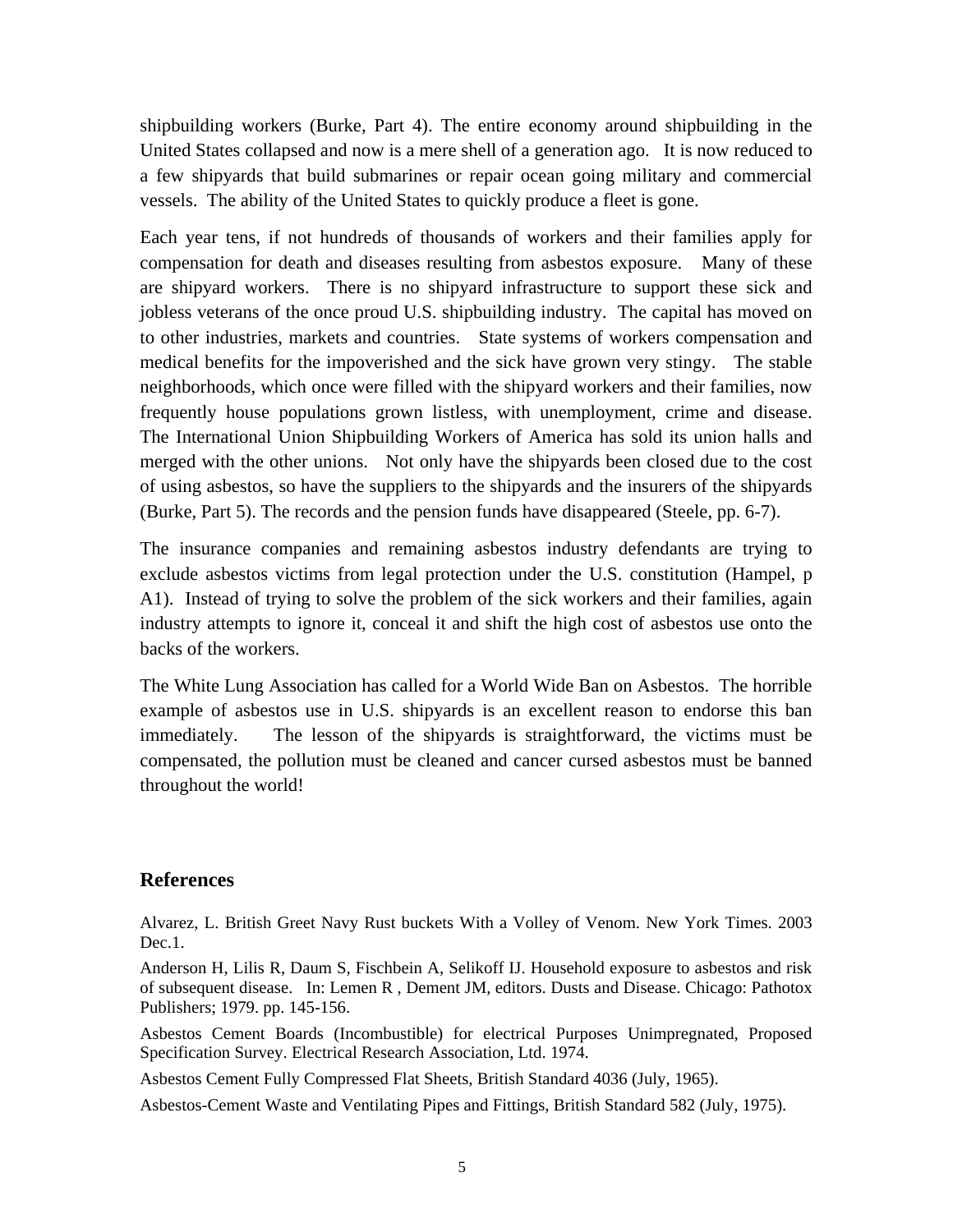shipbuilding workers (Burke, Part 4). The entire economy around shipbuilding in the United States collapsed and now is a mere shell of a generation ago. It is now reduced to a few shipyards that build submarines or repair ocean going military and commercial vessels. The ability of the United States to quickly produce a fleet is gone.

Each year tens, if not hundreds of thousands of workers and their families apply for compensation for death and diseases resulting from asbestos exposure. Many of these are shipyard workers. There is no shipyard infrastructure to support these sick and jobless veterans of the once proud U.S. shipbuilding industry. The capital has moved on to other industries, markets and countries. State systems of workers compensation and medical benefits for the impoverished and the sick have grown very stingy. The stable neighborhoods, which once were filled with the shipyard workers and their families, now frequently house populations grown listless, with unemployment, crime and disease. The International Union Shipbuilding Workers of America has sold its union halls and merged with the other unions. Not only have the shipyards been closed due to the cost of using asbestos, so have the suppliers to the shipyards and the insurers of the shipyards (Burke, Part 5). The records and the pension funds have disappeared (Steele, pp. 6-7).

The insurance companies and remaining asbestos industry defendants are trying to exclude asbestos victims from legal protection under the U.S. constitution (Hampel, p A1). Instead of trying to solve the problem of the sick workers and their families, again industry attempts to ignore it, conceal it and shift the high cost of asbestos use onto the backs of the workers.

The White Lung Association has called for a World Wide Ban on Asbestos. The horrible example of asbestos use in U.S. shipyards is an excellent reason to endorse this ban immediately. The lesson of the shipyards is straightforward, the victims must be compensated, the pollution must be cleaned and cancer cursed asbestos must be banned throughout the world!

## References

Alvarez, L. British Greet Navy Rust buckets With a Volley of Venom. New York Times. 2003 Dec.1.

Anderson H, Lilis R, Daum S, Fischbein A, Selikoff IJ. Household exposure to asbestos and risk of subsequent disease. In: Lemen R , Dement JM, editors. Dusts and Disease. Chicago: Pathotox Publishers; 1979. pp. 145-156.

Asbestos Cement Boards (Incombustible) for electrical Purposes Unimpregnated, Proposed Specification Survey. Electrical Research Association, Ltd. 1974.

Asbestos Cement Fully Compressed Flat Sheets, British Standard 4036 (July, 1965).

Asbestos-Cement Waste and Ventilating Pipes and Fittings, British Standard 582 (July, 1975).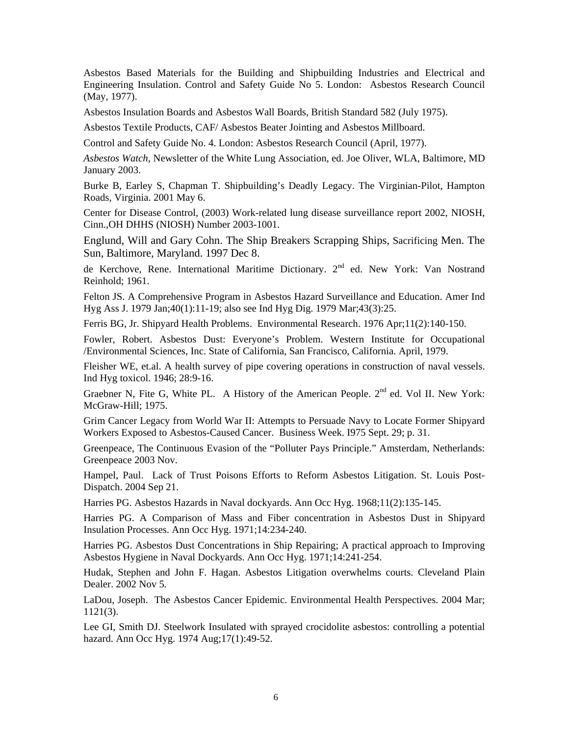Asbestos Based Materials for the Building and Shipbuilding Industries and Electrical and Engineering Insulation. Control and Safety Guide No 5. London: Asbestos Research Council (May, 1977).

Asbestos Insulation Boards and Asbestos Wall Boards, British Standard 582 (July 1975).

Asbestos Textile Products, CAF/ Asbestos Beater Jointing and Asbestos Millboard.

Control and Safety Guide No. 4. London: Asbestos Research Council (April, 1977).

*Asbestos Watch*, Newsletter of the White Lung Association, ed. Joe Oliver, WLA, Baltimore, MD January 2003.

Burke B, Earley S, Chapman T. Shipbuilding's Deadly Legacy. The Virginian-Pilot, Hampton Roads, Virginia. 2001 May 6.

Center for Disease Control, (2003) Work-related lung disease surveillance report 2002, NIOSH, Cinn.,OH DHHS (NIOSH) Number 2003-1001.

Englund, Will and Gary Cohn. The Ship Breakers Scrapping Ships, Sacrificing Men. The Sun, Baltimore, Maryland. 1997 Dec 8.

de Kerchove, Rene. International Maritime Dictionary. 2nd ed. New York: Van Nostrand Reinhold; 1961.

Felton JS. A Comprehensive Program in Asbestos Hazard Surveillance and Education. Amer Ind Hyg Ass J. 1979 Jan;40(1):11-19; also see Ind Hyg Dig. 1979 Mar;43(3):25.

Ferris BG, Jr. Shipyard Health Problems. Environmental Research. 1976 Apr;11(2):140-150.

Fowler, Robert. Asbestos Dust: Everyone's Problem. Western Institute for Occupational /Environmental Sciences, Inc. State of California, San Francisco, California. April, 1979.

Fleisher WE, et.al. A health survey of pipe covering operations in construction of naval vessels. Ind Hyg toxicol. 1946; 28:9-16.

Graebner N, Fite G, White PL. A History of the American People. 2nd ed. Vol II. New York: McGraw-Hill; 1975.

Grim Cancer Legacy from World War II: Attempts to Persuade Navy to Locate Former Shipyard Workers Exposed to Asbestos-Caused Cancer. Business Week. I975 Sept. 29; p. 31.

Greenpeace, The Continuous Evasion of the "Polluter Pays Principle." Amsterdam, Netherlands: Greenpeace 2003 Nov.

Hampel, Paul. Lack of Trust Poisons Efforts to Reform Asbestos Litigation. St. Louis Post-Dispatch. 2004 Sep 21.

Harries PG. Asbestos Hazards in Naval dockyards. Ann Occ Hyg. 1968;11(2):135-145.

Harries PG. A Comparison of Mass and Fiber concentration in Asbestos Dust in Shipyard Insulation Processes. Ann Occ Hyg. 1971;14:234-240.

Harries PG. Asbestos Dust Concentrations in Ship Repairing; A practical approach to Improving Asbestos Hygiene in Naval Dockyards. Ann Occ Hyg. 1971;14:241-254.

Hudak, Stephen and John F. Hagan. Asbestos Litigation overwhelms courts. Cleveland Plain Dealer. 2002 Nov 5.

LaDou, Joseph. The Asbestos Cancer Epidemic. Environmental Health Perspectives. 2004 Mar; 1121(3).

Lee GI, Smith DJ. Steelwork Insulated with sprayed crocidolite asbestos: controlling a potential hazard. Ann Occ Hyg. 1974 Aug;17(1):49-52.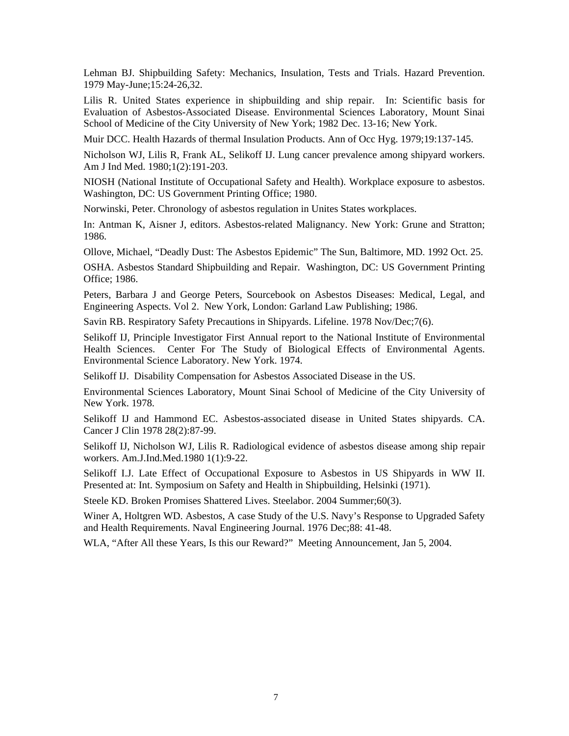Lehman BJ. Shipbuilding Safety: Mechanics, Insulation, Tests and Trials. Hazard Prevention. 1979 May-June;15:24-26,32.

Lilis R. United States experience in shipbuilding and ship repair. In: Scientific basis for Evaluation of Asbestos-Associated Disease. Environmental Sciences Laboratory, Mount Sinai School of Medicine of the City University of New York; 1982 Dec. 13-16; New York.

Muir DCC. Health Hazards of thermal Insulation Products. Ann of Occ Hyg. 1979;19:137-145.

Nicholson WJ, Lilis R, Frank AL, Selikoff IJ. Lung cancer prevalence among shipyard workers. Am J Ind Med. 1980;1(2):191-203.

NIOSH (National Institute of Occupational Safety and Health). Workplace exposure to asbestos. Washington, DC: US Government Printing Office; 1980.

Norwinski, Peter. Chronology of asbestos regulation in Unites States workplaces.

In: Antman K, Aisner J, editors. Asbestos-related Malignancy. New York: Grune and Stratton; 1986.

Ollove, Michael, "Deadly Dust: The Asbestos Epidemic" The Sun, Baltimore, MD. 1992 Oct. 25.

OSHA. Asbestos Standard Shipbuilding and Repair. Washington, DC: US Government Printing Office; 1986.

Peters, Barbara J and George Peters, Sourcebook on Asbestos Diseases: Medical, Legal, and Engineering Aspects. Vol 2. New York, London: Garland Law Publishing; 1986.

Savin RB. Respiratory Safety Precautions in Shipyards. Lifeline. 1978 Nov/Dec;7(6).

Selikoff IJ, Principle Investigator First Annual report to the National Institute of Environmental Health Sciences. Center For The Study of Biological Effects of Environmental Agents. Environmental Science Laboratory. New York. 1974.

Selikoff IJ. Disability Compensation for Asbestos Associated Disease in the US.

Environmental Sciences Laboratory, Mount Sinai School of Medicine of the City University of New York. 1978.

Selikoff IJ and Hammond EC. Asbestos-associated disease in United States shipyards. CA. Cancer J Clin 1978 28(2):87-99.

Selikoff IJ, Nicholson WJ, Lilis R. Radiological evidence of asbestos disease among ship repair workers. Am.J.Ind.Med.1980 1(1):9-22.

Selikoff I.J. Late Effect of Occupational Exposure to Asbestos in US Shipyards in WW II. Presented at: Int. Symposium on Safety and Health in Shipbuilding, Helsinki (1971).

Steele KD. Broken Promises Shattered Lives. Steelabor. 2004 Summer;60(3).

Winer A, Holtgren WD. Asbestos, A case Study of the U.S. Navy's Response to Upgraded Safety and Health Requirements. Naval Engineering Journal. 1976 Dec;88: 41-48.

WLA, "After All these Years, Is this our Reward?" Meeting Announcement, Jan 5, 2004.